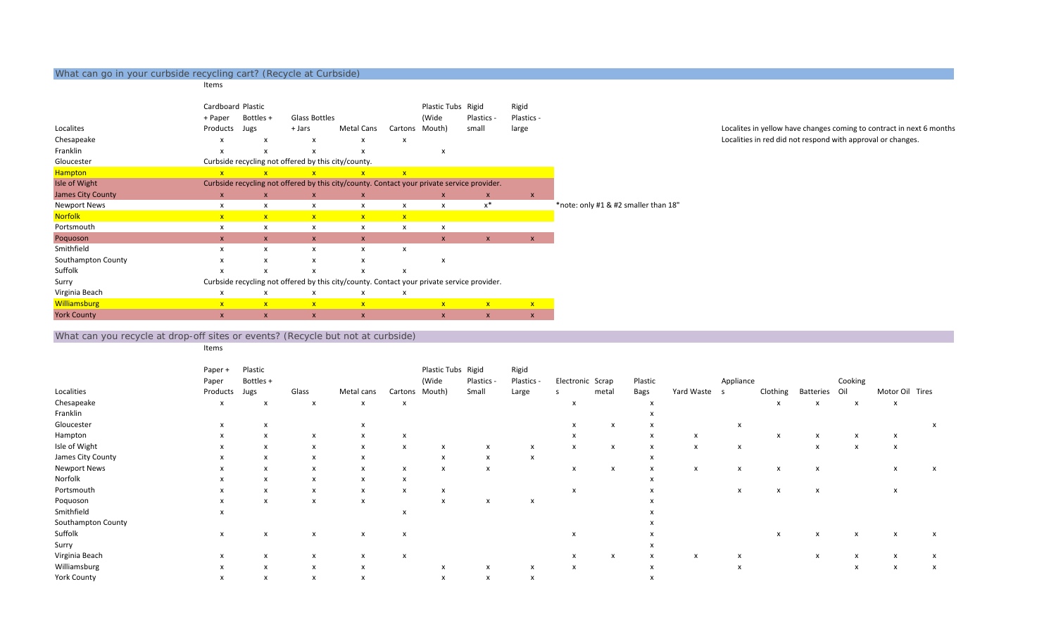## What can go in your curbside recycling cart? (Recycle at Curbside)

Items

| Localites | Cardboard + Paper Products | Plastic Bottles + Jugs | Glass Bottles + Jars | Metal Cans | Cartons | Plastic Tubs (Wide Mouth) | Rigid Plastics - small | Rigid Plastics - large |
|---|---|---|---|---|---|---|---|---|
| Chesapeake | x | x | x | x | x | | | |
| Franklin | x | x | x | x | | x | | |
| Gloucester | Curbside recycling not offered by this city/county. | | | | | | | |
| Hampton | x | x | x | x | x | | | |
| Isle of Wight | Curbside recycling not offered by this city/county. Contact your private service provider. | | | | | | | |
| James City County | x | x | x | x | | x | x | x |
| Newport News | x | x | x | x | x | x | x* | |
| Norfolk | x | x | x | x | x | | | |
| Portsmouth | x | x | x | x | x | x | | |
| Poquoson | x | x | x | x | | x | x | x |
| Smithfield | x | x | x | x | x | | | |
| Southampton County | x | x | x | x | | x | | |
| Suffolk | x | x | x | x | x | | | |
| Surry | Curbside recycling not offered by this city/county. Contact your private service provider. | | | | | | | |
| Virginia Beach | x | x | x | x | x | | | |
| Williamsburg | x | x | x | x | | x | x | x |
| York County | x | x | x | x | | x | x | x |

*note: only #1 & #2 smaller than 18"

Localites in yellow have changes coming to contract in next 6 months

Localities in red did not respond with approval or changes.

## What can you recycle at drop-off sites or events? (Recycle but not at curbside)

Items

| Localities | Paper + Paper Products | Plastic Bottles + Jugs | Glass | Metal cans | Cartons | Plastic Tubs (Wide Mouth) | Rigid Plastics - Small | Rigid Plastics - Large | Electronics | Scrap metal | Plastic Bags | Yard Waste | Appliances | Clothing | Batteries | Cooking Oil | Motor Oil | Tires |
|---|---|---|---|---|---|---|---|---|---|---|---|---|---|---|---|---|---|---|
| Chesapeake | x | x | x | x | x | | | | x | | x | | | x | x | x | x | |
| Franklin | | | | | | | | | | | x | | | | | | | |
| Gloucester | x | x | | x | | | | | x | x | x | | x | | | | | x |
| Hampton | x | x | x | x | x | | | | x | | x | x | | x | x | x | x | |
| Isle of Wight | x | x | x | x | x | x | x | x | x | x | x | x | x | | x | x | x | |
| James City County | x | x | x | x | | x | x | x | | | x | | | | | | | |
| Newport News | x | x | x | x | x | x | x | | x | x | x | x | x | x | x | | x | x |
| Norfolk | x | x | x | x | x | | | | | | x | | | | | | | |
| Portsmouth | x | x | x | x | x | x | | | x | | x | | x | x | x | | x | |
| Poquoson | x | x | x | x | | x | x | x | | | x | | | | | | | |
| Smithfield | x | | | | x | | | | | | x | | | | | | | |
| Southampton County | | | | | | | | | | | x | | | | | | | |
| Suffolk | x | x | x | x | x | | | | x | | x | | | x | x | x | x | x |
| Surry | | | | | | | | | | | x | | | | | | | |
| Virginia Beach | x | x | x | x | x | | | | x | x | x | x | x | | x | x | x | x |
| Williamsburg | x | x | x | x | | x | x | x | x | | x | | x | | | x | x | x |
| York County | x | x | x | x | | x | x | x | | | x | | | | | | | |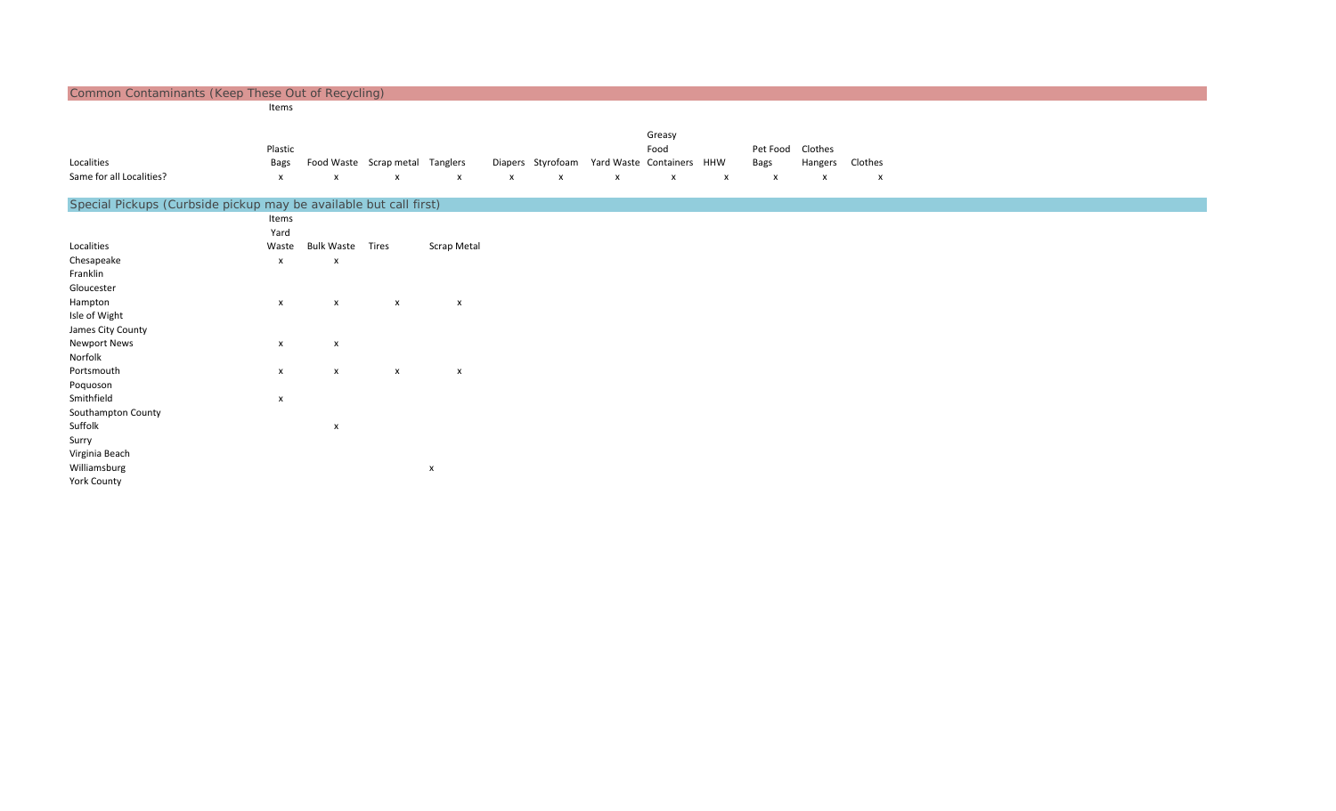## Common Contaminants (Keep These Out of Recycling)

| Localities | Items: Plastic Bags | Food Waste | Scrap metal | Tanglers | Diapers | Styrofoam | Yard Waste | Greasy Food Containers | HHW | Pet Food Bags | Clothes Hangers | Clothes |
|---|---|---|---|---|---|---|---|---|---|---|---|---|
| Same for all Localities? | x | x | x | x | x | x | x | x | x | x | x | x |

## Special Pickups (Curbside pickup may be available but call first)

| Localities | Items: Yard Waste | Bulk Waste | Tires | Scrap Metal |
|---|---|---|---|---|
| Chesapeake | x | x | | |
| Franklin | | | | |
| Gloucester | | | | |
| Hampton | x | x | x | x |
| Isle of Wight | | | | |
| James City County | | | | |
| Newport News | x | x | | |
| Norfolk | | | | |
| Portsmouth | x | x | x | x |
| Poquoson | | | | |
| Smithfield | x | | | |
| Southampton County | | | | |
| Suffolk | | x | | |
| Surry | | | | |
| Virginia Beach | | | | |
| Williamsburg | | | | x |
| York County | | | | |